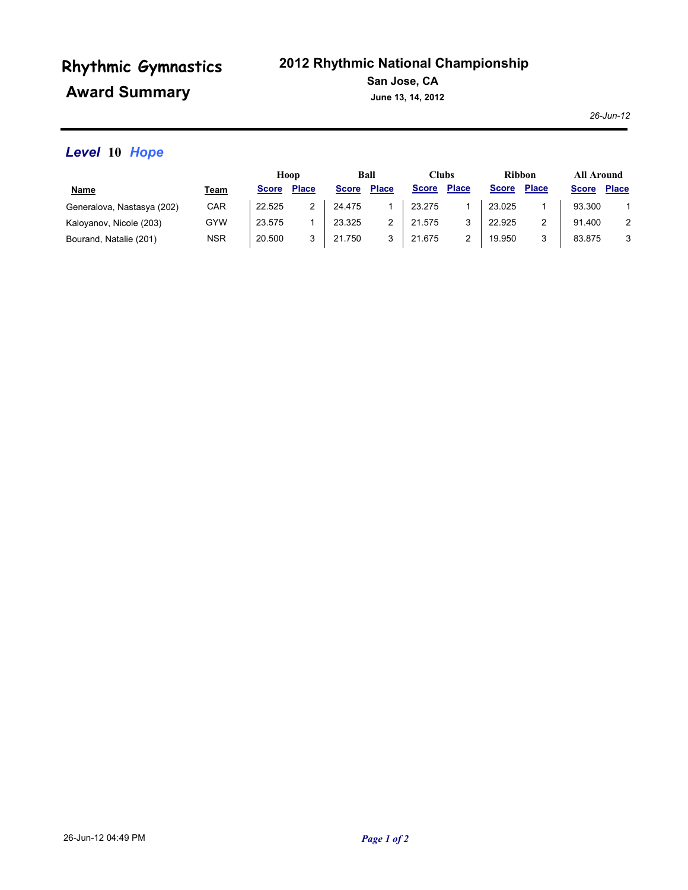# Rhythmic Gymnastics Award Summary

## 2012 Rhythmic National Championship

**San Jose, CA**

**June 13, 14, 2012**

*26-Jun-12*

### *Level* 10 *Hope*

| Name | Team | Hoop | | Ball | | Clubs | | Ribbon | | All Around | |
|---|---|---|---|---|---|---|---|---|---|---|---|
| | | Score | Place | Score | Place | Score | Place | Score | Place | Score | Place |
| Generalova, Nastasya (202) | CAR | 22.525 | 2 | 24.475 | 1 | 23.275 | 1 | 23.025 | 1 | 93.300 | 1 |
| Kaloyanov, Nicole (203) | GYW | 23.575 | 1 | 23.325 | 2 | 21.575 | 3 | 22.925 | 2 | 91.400 | 2 |
| Bourand, Natalie (201) | NSR | 20.500 | 3 | 21.750 | 3 | 21.675 | 2 | 19.950 | 3 | 83.875 | 3 |

26-Jun-12 04:49 PM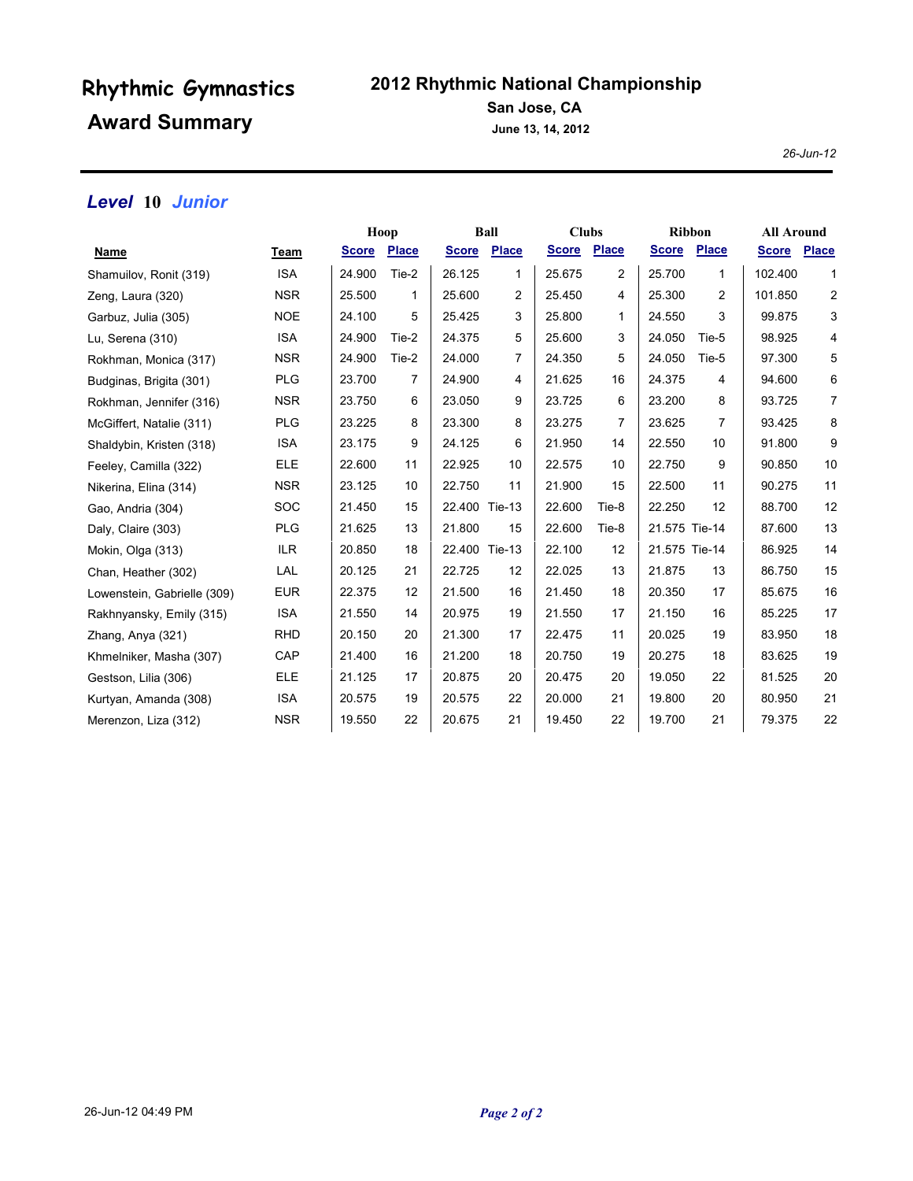# Rhythmic Gymnastics Award Summary

## 2012 Rhythmic National Championship

**San Jose, CA**

**June 13, 14, 2012**

*26-Jun-12*

### *Level 10 Junior*

| | | Hoop | | Ball | | Clubs | | Ribbon | | All Around | |
|---|---|---|---|---|---|---|---|---|---|---|---|
| **Name** | **Team** | **Score** | **Place** | **Score** | **Place** | **Score** | **Place** | **Score** | **Place** | **Score** | **Place** |
| Shamuilov, Ronit (319) | ISA | 24.900 | Tie-2 | 26.125 | 1 | 25.675 | 2 | 25.700 | 1 | 102.400 | 1 |
| Zeng, Laura (320) | NSR | 25.500 | 1 | 25.600 | 2 | 25.450 | 4 | 25.300 | 2 | 101.850 | 2 |
| Garbuz, Julia (305) | NOE | 24.100 | 5 | 25.425 | 3 | 25.800 | 1 | 24.550 | 3 | 99.875 | 3 |
| Lu, Serena (310) | ISA | 24.900 | Tie-2 | 24.375 | 5 | 25.600 | 3 | 24.050 | Tie-5 | 98.925 | 4 |
| Rokhman, Monica (317) | NSR | 24.900 | Tie-2 | 24.000 | 7 | 24.350 | 5 | 24.050 | Tie-5 | 97.300 | 5 |
| Budginas, Brigita (301) | PLG | 23.700 | 7 | 24.900 | 4 | 21.625 | 16 | 24.375 | 4 | 94.600 | 6 |
| Rokhman, Jennifer (316) | NSR | 23.750 | 6 | 23.050 | 9 | 23.725 | 6 | 23.200 | 8 | 93.725 | 7 |
| McGiffert, Natalie (311) | PLG | 23.225 | 8 | 23.300 | 8 | 23.275 | 7 | 23.625 | 7 | 93.425 | 8 |
| Shaldybin, Kristen (318) | ISA | 23.175 | 9 | 24.125 | 6 | 21.950 | 14 | 22.550 | 10 | 91.800 | 9 |
| Feeley, Camilla (322) | ELE | 22.600 | 11 | 22.925 | 10 | 22.575 | 10 | 22.750 | 9 | 90.850 | 10 |
| Nikerina, Elina (314) | NSR | 23.125 | 10 | 22.750 | 11 | 21.900 | 15 | 22.500 | 11 | 90.275 | 11 |
| Gao, Andria (304) | SOC | 21.450 | 15 | 22.400 | Tie-13 | 22.600 | Tie-8 | 22.250 | 12 | 88.700 | 12 |
| Daly, Claire (303) | PLG | 21.625 | 13 | 21.800 | 15 | 22.600 | Tie-8 | 21.575 | Tie-14 | 87.600 | 13 |
| Mokin, Olga (313) | ILR | 20.850 | 18 | 22.400 | Tie-13 | 22.100 | 12 | 21.575 | Tie-14 | 86.925 | 14 |
| Chan, Heather (302) | LAL | 20.125 | 21 | 22.725 | 12 | 22.025 | 13 | 21.875 | 13 | 86.750 | 15 |
| Lowenstein, Gabrielle (309) | EUR | 22.375 | 12 | 21.500 | 16 | 21.450 | 18 | 20.350 | 17 | 85.675 | 16 |
| Rakhnyansky, Emily (315) | ISA | 21.550 | 14 | 20.975 | 19 | 21.550 | 17 | 21.150 | 16 | 85.225 | 17 |
| Zhang, Anya (321) | RHD | 20.150 | 20 | 21.300 | 17 | 22.475 | 11 | 20.025 | 19 | 83.950 | 18 |
| Khmelniker, Masha (307) | CAP | 21.400 | 16 | 21.200 | 18 | 20.750 | 19 | 20.275 | 18 | 83.625 | 19 |
| Gestson, Lilia (306) | ELE | 21.125 | 17 | 20.875 | 20 | 20.475 | 20 | 19.050 | 22 | 81.525 | 20 |
| Kurtyan, Amanda (308) | ISA | 20.575 | 19 | 20.575 | 22 | 20.000 | 21 | 19.800 | 20 | 80.950 | 21 |
| Merenzon, Liza (312) | NSR | 19.550 | 22 | 20.675 | 21 | 19.450 | 22 | 19.700 | 21 | 79.375 | 22 |

26-Jun-12 04:49 PM